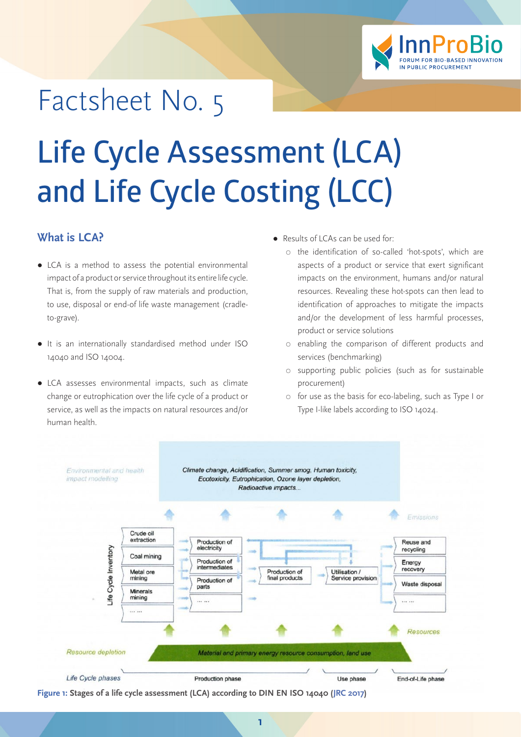# Factsheet No. 5

# Life Cycle Assessment (LCA) and Life Cycle Costing (LCC)

## What is LCA?

- LCA is a method to assess the potential environmental impact of a product or service throughout its entire life cycle. That is, from the supply of raw materials and production, to use, disposal or end-of life waste management (cradle-to-grave).
- It is an internationally standardised method under ISO 14040 and ISO 14004.
- LCA assesses environmental impacts, such as climate change or eutrophication over the life cycle of a product or service, as well as the impacts on natural resources and/or human health.
- Results of LCAs can be used for:
  - the identification of so-called 'hot-spots', which are aspects of a product or service that exert significant impacts on the environment, humans and/or natural resources. Revealing these hot-spots can then lead to identification of approaches to mitigate the impacts and/or the development of less harmful processes, product or service solutions
  - enabling the comparison of different products and services (benchmarking)
  - supporting public policies (such as for sustainable procurement)
  - for use as the basis for eco-labeling, such as Type I or Type I-like labels according to ISO 14024.

Environmental and health impact modelling

Climate change, Acidification, Summer smog, Human toxicity, Ecotoxicity, Eutrophication, Ozone layer depletion, Radioactive impacts...

Emissions

Life Cycle Inventory: Crude oil extraction; Coal mining; Metal ore mining; Minerals mining; ... ...

Production of electricity; Production of intermediates; Production of parts; ... ...

Production of final products

Utilisation / Service provision

Reuse and recycling; Energy recovery; Waste disposal; ... ...

Resources

Resource depletion — Material and primary energy resource consumption, land use

Life Cycle phases: Production phase; Use phase; End-of-Life phase

**Figure 1: Stages of a life cycle assessment (LCA) according to DIN EN ISO 14040 (JRC 2017)**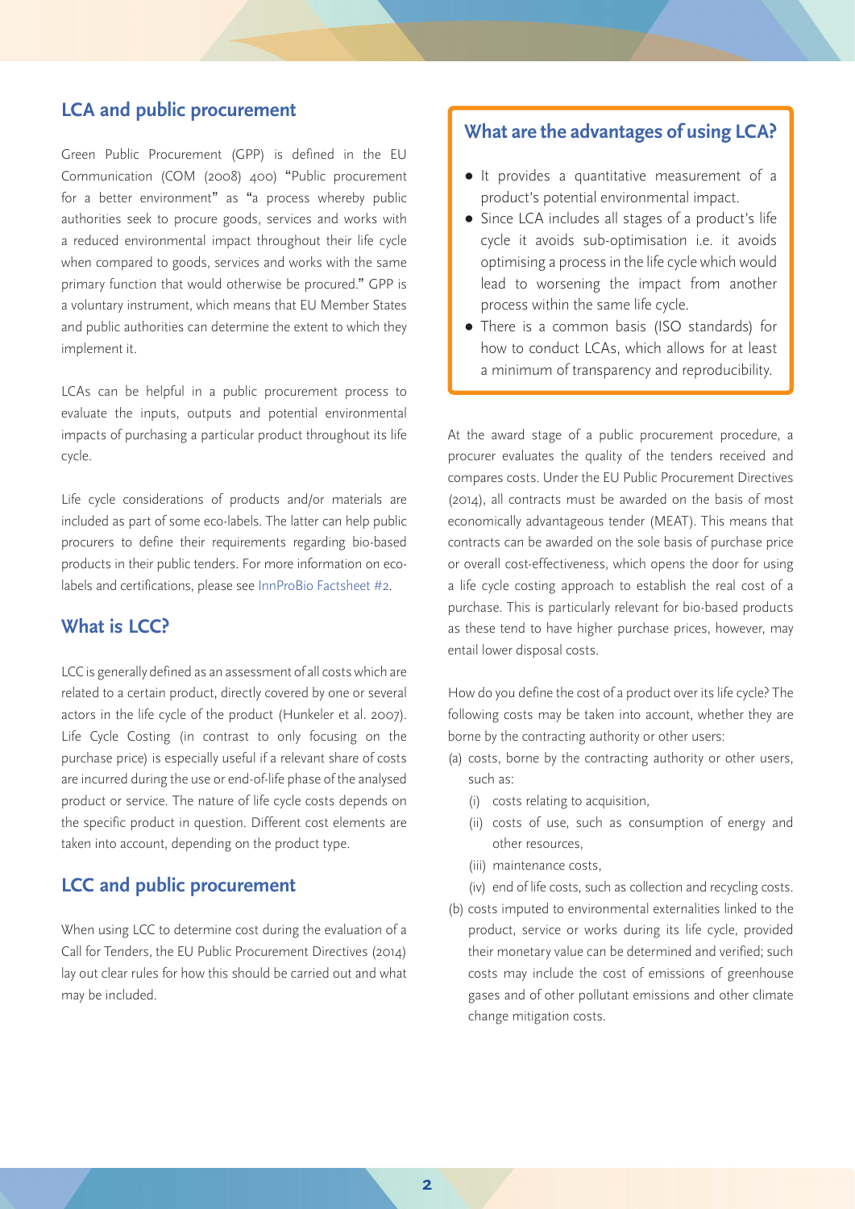## LCA and public procurement

Green Public Procurement (GPP) is defined in the EU Communication (COM (2008) 400) "Public procurement for a better environment" as "a process whereby public authorities seek to procure goods, services and works with a reduced environmental impact throughout their life cycle when compared to goods, services and works with the same primary function that would otherwise be procured." GPP is a voluntary instrument, which means that EU Member States and public authorities can determine the extent to which they implement it.

LCAs can be helpful in a public procurement process to evaluate the inputs, outputs and potential environmental impacts of purchasing a particular product throughout its life cycle.

Life cycle considerations of products and/or materials are included as part of some eco-labels. The latter can help public procurers to define their requirements regarding bio-based products in their public tenders. For more information on eco-labels and certifications, please see InnProBio Factsheet #2.

## What is LCC?

LCC is generally defined as an assessment of all costs which are related to a certain product, directly covered by one or several actors in the life cycle of the product (Hunkeler et al. 2007). Life Cycle Costing (in contrast to only focusing on the purchase price) is especially useful if a relevant share of costs are incurred during the use or end-of-life phase of the analysed product or service. The nature of life cycle costs depends on the specific product in question. Different cost elements are taken into account, depending on the product type.

## LCC and public procurement

When using LCC to determine cost during the evaluation of a Call for Tenders, the EU Public Procurement Directives (2014) lay out clear rules for how this should be carried out and what may be included.

### What are the advantages of using LCA?

- It provides a quantitative measurement of a product's potential environmental impact.
- Since LCA includes all stages of a product's life cycle it avoids sub-optimisation i.e. it avoids optimising a process in the life cycle which would lead to worsening the impact from another process within the same life cycle.
- There is a common basis (ISO standards) for how to conduct LCAs, which allows for at least a minimum of transparency and reproducibility.

At the award stage of a public procurement procedure, a procurer evaluates the quality of the tenders received and compares costs. Under the EU Public Procurement Directives (2014), all contracts must be awarded on the basis of most economically advantageous tender (MEAT). This means that contracts can be awarded on the sole basis of purchase price or overall cost-effectiveness, which opens the door for using a life cycle costing approach to establish the real cost of a purchase. This is particularly relevant for bio-based products as these tend to have higher purchase prices, however, may entail lower disposal costs.

How do you define the cost of a product over its life cycle? The following costs may be taken into account, whether they are borne by the contracting authority or other users:

(a) costs, borne by the contracting authority or other users, such as:
   (i) costs relating to acquisition,
   (ii) costs of use, such as consumption of energy and other resources,
   (iii) maintenance costs,
   (iv) end of life costs, such as collection and recycling costs.

(b) costs imputed to environmental externalities linked to the product, service or works during its life cycle, provided their monetary value can be determined and verified; such costs may include the cost of emissions of greenhouse gases and of other pollutant emissions and other climate change mitigation costs.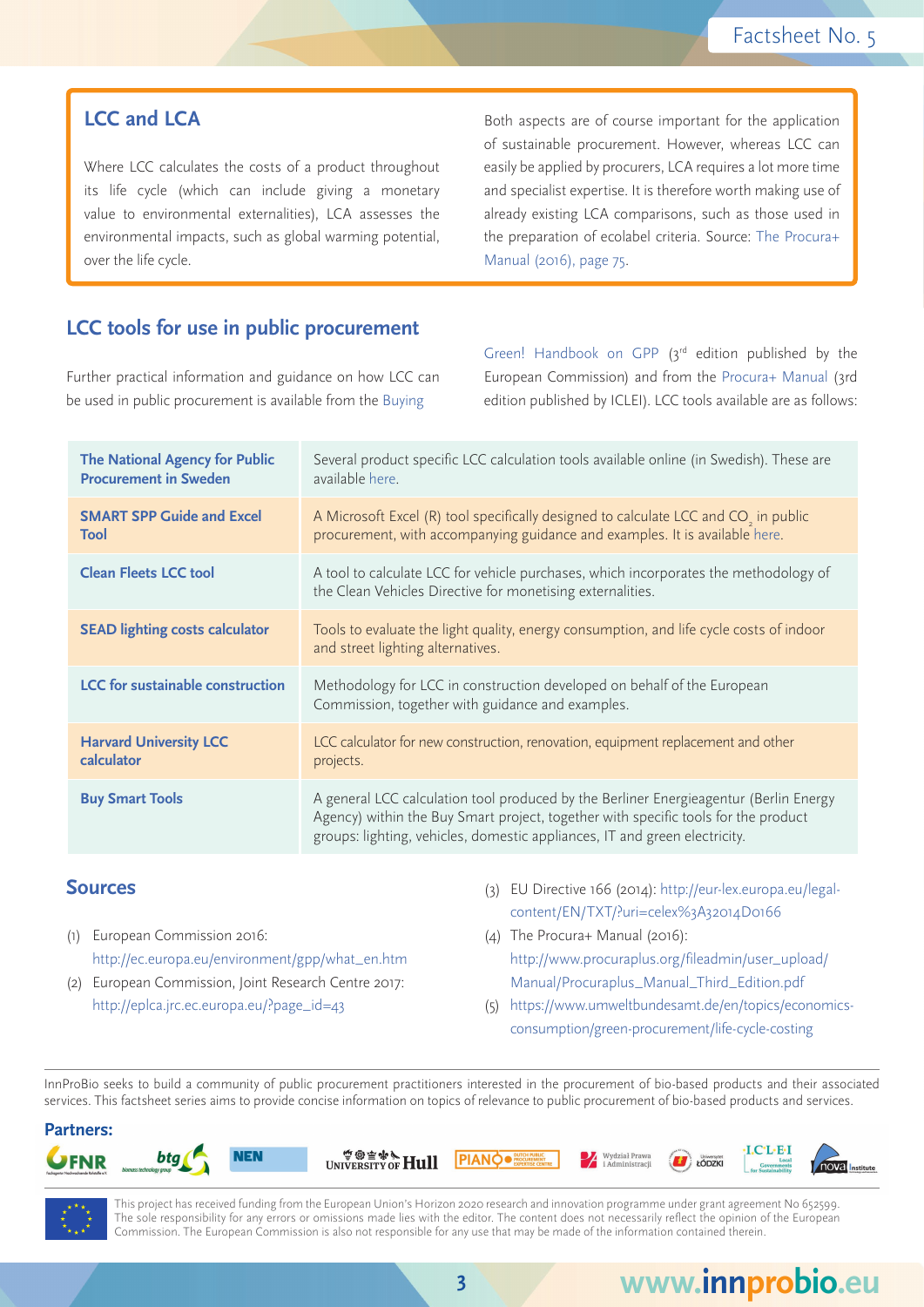## LCC and LCA

Where LCC calculates the costs of a product throughout its life cycle (which can include giving a monetary value to environmental externalities), LCA assesses the environmental impacts, such as global warming potential, over the life cycle.

Both aspects are of course important for the application of sustainable procurement. However, whereas LCC can easily be applied by procurers, LCA requires a lot more time and specialist expertise. It is therefore worth making use of already existing LCA comparisons, such as those used in the preparation of ecolabel criteria. Source: The Procura+ Manual (2016), page 75.

## LCC tools for use in public procurement

Further practical information and guidance on how LCC can be used in public procurement is available from the Buying Green! Handbook on GPP (3rd edition published by the European Commission) and from the Procura+ Manual (3rd edition published by ICLEI). LCC tools available are as follows:

| | |
|---|---|
| **The National Agency for Public Procurement in Sweden** | Several product specific LCC calculation tools available online (in Swedish). These are available here. |
| **SMART SPP Guide and Excel Tool** | A Microsoft Excel (R) tool specifically designed to calculate LCC and $CO_2$ in public procurement, with accompanying guidance and examples. It is available here. |
| **Clean Fleets LCC tool** | A tool to calculate LCC for vehicle purchases, which incorporates the methodology of the Clean Vehicles Directive for monetising externalities. |
| **SEAD lighting costs calculator** | Tools to evaluate the light quality, energy consumption, and life cycle costs of indoor and street lighting alternatives. |
| **LCC for sustainable construction** | Methodology for LCC in construction developed on behalf of the European Commission, together with guidance and examples. |
| **Harvard University LCC calculator** | LCC calculator for new construction, renovation, equipment replacement and other projects. |
| **Buy Smart Tools** | A general LCC calculation tool produced by the Berliner Energieagentur (Berlin Energy Agency) within the Buy Smart project, together with specific tools for the product groups: lighting, vehicles, domestic appliances, IT and green electricity. |

## Sources

(1) European Commission 2016: http://ec.europa.eu/environment/gpp/what_en.htm

(2) European Commission, Joint Research Centre 2017: http://eplca.jrc.ec.europa.eu/?page_id=43

(3) EU Directive 166 (2014): http://eur-lex.europa.eu/legal-content/EN/TXT/?uri=celex%3A32014D0166

(4) The Procura+ Manual (2016): http://www.procuraplus.org/fileadmin/user_upload/Manual/Procuraplus_Manual_Third_Edition.pdf

(5) https://www.umweltbundesamt.de/en/topics/economics-consumption/green-procurement/life-cycle-costing

InnProBio seeks to build a community of public procurement practitioners interested in the procurement of bio-based products and their associated services. This factsheet series aims to provide concise information on topics of relevance to public procurement of bio-based products and services.

**Partners:**

This project has received funding from the European Union's Horizon 2020 research and innovation programme under grant agreement No 652599. The sole responsibility for any errors or omissions made lies with the editor. The content does not necessarily reflect the opinion of the European Commission. The European Commission is also not responsible for any use that may be made of the information contained therein.

www.innprobio.eu